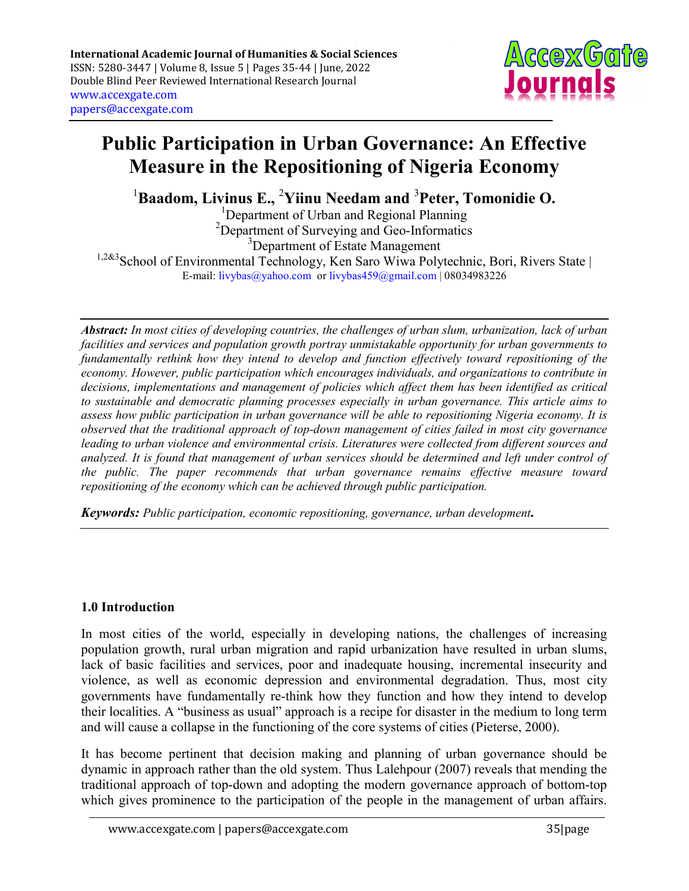# Public Participation in Urban Governance: An Effective Measure in the Repositioning of Nigeria Economy

[1]**Baadom, Livinus E.**, [2]**Yiinu Needam and** [3]**Peter, Tomonidie O.**

[1]Department of Urban and Regional Planning
[2]Department of Surveying and Geo-Informatics
[3]Department of Estate Management
[1,2&3]School of Environmental Technology, Ken Saro Wiwa Polytechnic, Bori, Rivers State |
E-mail: livybas@yahoo.com or livybas459@gmail.com | 08034983226

---

***Abstract:*** *In most cities of developing countries, the challenges of urban slum, urbanization, lack of urban facilities and services and population growth portray unmistakable opportunity for urban governments to fundamentally rethink how they intend to develop and function effectively toward repositioning of the economy. However, public participation which encourages individuals, and organizations to contribute in decisions, implementations and management of policies which affect them has been identified as critical to sustainable and democratic planning processes especially in urban governance. This article aims to assess how public participation in urban governance will be able to repositioning Nigeria economy. It is observed that the traditional approach of top-down management of cities failed in most city governance leading to urban violence and environmental crisis. Literatures were collected from different sources and analyzed. It is found that management of urban services should be determined and left under control of the public. The paper recommends that urban governance remains effective measure toward repositioning of the economy which can be achieved through public participation.*

***Keywords:*** *Public participation, economic repositioning, governance, urban development.*

---

## 1.0 Introduction

In most cities of the world, especially in developing nations, the challenges of increasing population growth, rural urban migration and rapid urbanization have resulted in urban slums, lack of basic facilities and services, poor and inadequate housing, incremental insecurity and violence, as well as economic depression and environmental degradation. Thus, most city governments have fundamentally re-think how they function and how they intend to develop their localities. A "business as usual" approach is a recipe for disaster in the medium to long term and will cause a collapse in the functioning of the core systems of cities (Pieterse, 2000).

It has become pertinent that decision making and planning of urban governance should be dynamic in approach rather than the old system. Thus Lalehpour (2007) reveals that mending the traditional approach of top-down and adopting the modern governance approach of bottom-top which gives prominence to the participation of the people in the management of urban affairs.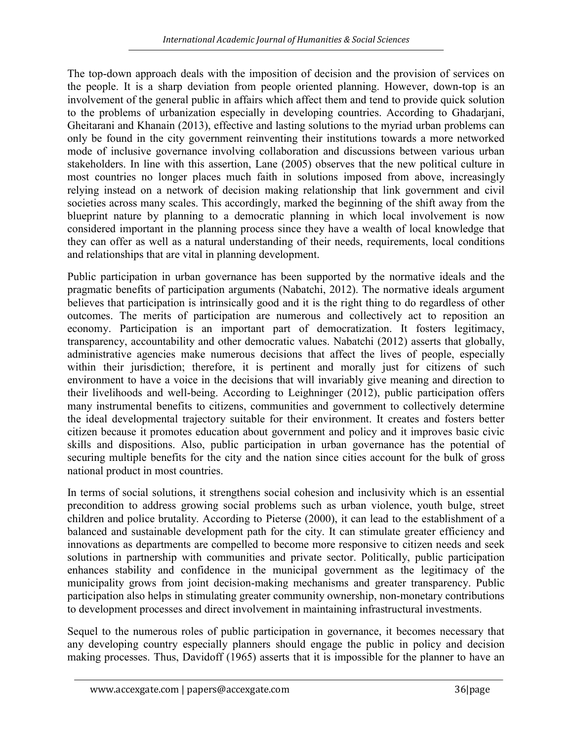The top-down approach deals with the imposition of decision and the provision of services on the people. It is a sharp deviation from people oriented planning. However, down-top is an involvement of the general public in affairs which affect them and tend to provide quick solution to the problems of urbanization especially in developing countries. According to Ghadarjani, Gheitarani and Khanain (2013), effective and lasting solutions to the myriad urban problems can only be found in the city government reinventing their institutions towards a more networked mode of inclusive governance involving collaboration and discussions between various urban stakeholders. In line with this assertion, Lane (2005) observes that the new political culture in most countries no longer places much faith in solutions imposed from above, increasingly relying instead on a network of decision making relationship that link government and civil societies across many scales. This accordingly, marked the beginning of the shift away from the blueprint nature by planning to a democratic planning in which local involvement is now considered important in the planning process since they have a wealth of local knowledge that they can offer as well as a natural understanding of their needs, requirements, local conditions and relationships that are vital in planning development.

Public participation in urban governance has been supported by the normative ideals and the pragmatic benefits of participation arguments (Nabatchi, 2012). The normative ideals argument believes that participation is intrinsically good and it is the right thing to do regardless of other outcomes. The merits of participation are numerous and collectively act to reposition an economy. Participation is an important part of democratization. It fosters legitimacy, transparency, accountability and other democratic values. Nabatchi (2012) asserts that globally, administrative agencies make numerous decisions that affect the lives of people, especially within their jurisdiction; therefore, it is pertinent and morally just for citizens of such environment to have a voice in the decisions that will invariably give meaning and direction to their livelihoods and well-being. According to Leighninger (2012), public participation offers many instrumental benefits to citizens, communities and government to collectively determine the ideal developmental trajectory suitable for their environment. It creates and fosters better citizen because it promotes education about government and policy and it improves basic civic skills and dispositions. Also, public participation in urban governance has the potential of securing multiple benefits for the city and the nation since cities account for the bulk of gross national product in most countries.

In terms of social solutions, it strengthens social cohesion and inclusivity which is an essential precondition to address growing social problems such as urban violence, youth bulge, street children and police brutality. According to Pieterse (2000), it can lead to the establishment of a balanced and sustainable development path for the city. It can stimulate greater efficiency and innovations as departments are compelled to become more responsive to citizen needs and seek solutions in partnership with communities and private sector. Politically, public participation enhances stability and confidence in the municipal government as the legitimacy of the municipality grows from joint decision-making mechanisms and greater transparency. Public participation also helps in stimulating greater community ownership, non-monetary contributions to development processes and direct involvement in maintaining infrastructural investments.

Sequel to the numerous roles of public participation in governance, it becomes necessary that any developing country especially planners should engage the public in policy and decision making processes. Thus, Davidoff (1965) asserts that it is impossible for the planner to have an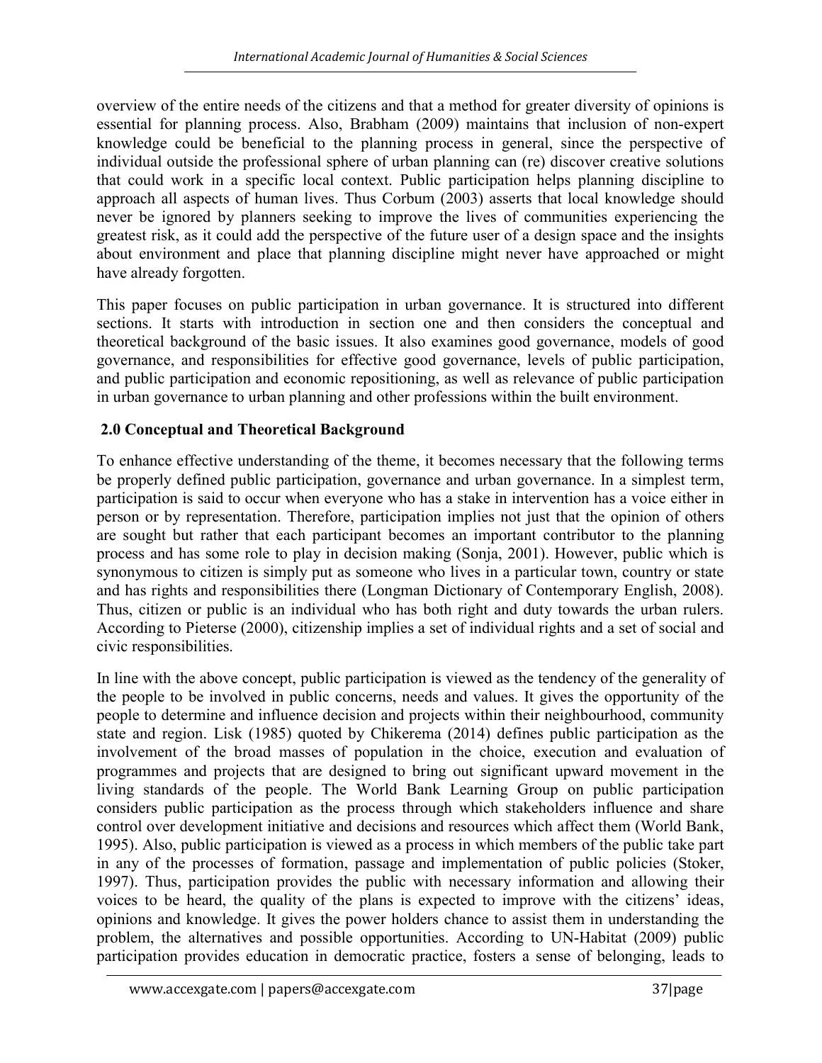overview of the entire needs of the citizens and that a method for greater diversity of opinions is essential for planning process. Also, Brabham (2009) maintains that inclusion of non-expert knowledge could be beneficial to the planning process in general, since the perspective of individual outside the professional sphere of urban planning can (re) discover creative solutions that could work in a specific local context. Public participation helps planning discipline to approach all aspects of human lives. Thus Corbum (2003) asserts that local knowledge should never be ignored by planners seeking to improve the lives of communities experiencing the greatest risk, as it could add the perspective of the future user of a design space and the insights about environment and place that planning discipline might never have approached or might have already forgotten.

This paper focuses on public participation in urban governance. It is structured into different sections. It starts with introduction in section one and then considers the conceptual and theoretical background of the basic issues. It also examines good governance, models of good governance, and responsibilities for effective good governance, levels of public participation, and public participation and economic repositioning, as well as relevance of public participation in urban governance to urban planning and other professions within the built environment.

## 2.0 Conceptual and Theoretical Background

To enhance effective understanding of the theme, it becomes necessary that the following terms be properly defined public participation, governance and urban governance. In a simplest term, participation is said to occur when everyone who has a stake in intervention has a voice either in person or by representation. Therefore, participation implies not just that the opinion of others are sought but rather that each participant becomes an important contributor to the planning process and has some role to play in decision making (Sonja, 2001). However, public which is synonymous to citizen is simply put as someone who lives in a particular town, country or state and has rights and responsibilities there (Longman Dictionary of Contemporary English, 2008). Thus, citizen or public is an individual who has both right and duty towards the urban rulers. According to Pieterse (2000), citizenship implies a set of individual rights and a set of social and civic responsibilities.

In line with the above concept, public participation is viewed as the tendency of the generality of the people to be involved in public concerns, needs and values. It gives the opportunity of the people to determine and influence decision and projects within their neighbourhood, community state and region. Lisk (1985) quoted by Chikerema (2014) defines public participation as the involvement of the broad masses of population in the choice, execution and evaluation of programmes and projects that are designed to bring out significant upward movement in the living standards of the people. The World Bank Learning Group on public participation considers public participation as the process through which stakeholders influence and share control over development initiative and decisions and resources which affect them (World Bank, 1995). Also, public participation is viewed as a process in which members of the public take part in any of the processes of formation, passage and implementation of public policies (Stoker, 1997). Thus, participation provides the public with necessary information and allowing their voices to be heard, the quality of the plans is expected to improve with the citizens' ideas, opinions and knowledge. It gives the power holders chance to assist them in understanding the problem, the alternatives and possible opportunities. According to UN-Habitat (2009) public participation provides education in democratic practice, fosters a sense of belonging, leads to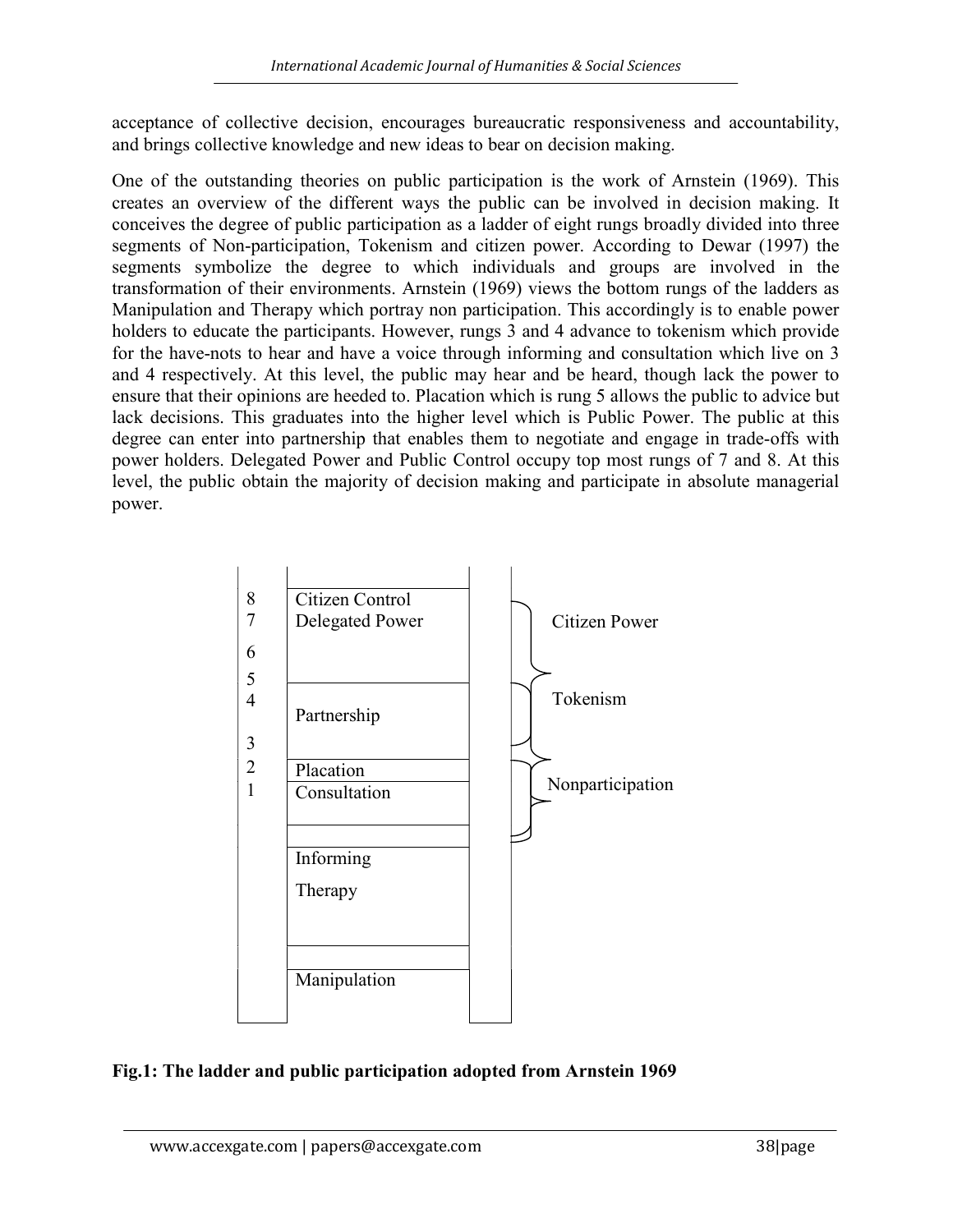acceptance of collective decision, encourages bureaucratic responsiveness and accountability, and brings collective knowledge and new ideas to bear on decision making.

One of the outstanding theories on public participation is the work of Arnstein (1969). This creates an overview of the different ways the public can be involved in decision making. It conceives the degree of public participation as a ladder of eight rungs broadly divided into three segments of Non-participation, Tokenism and citizen power. According to Dewar (1997) the segments symbolize the degree to which individuals and groups are involved in the transformation of their environments. Arnstein (1969) views the bottom rungs of the ladders as Manipulation and Therapy which portray non participation. This accordingly is to enable power holders to educate the participants. However, rungs 3 and 4 advance to tokenism which provide for the have-nots to hear and have a voice through informing and consultation which live on 3 and 4 respectively. At this level, the public may hear and be heard, though lack the power to ensure that their opinions are heeded to. Placation which is rung 5 allows the public to advice but lack decisions. This graduates into the higher level which is Public Power. The public at this degree can enter into partnership that enables them to negotiate and engage in trade-offs with power holders. Delegated Power and Public Control occupy top most rungs of 7 and 8. At this level, the public obtain the majority of decision making and participate in absolute managerial power.

| Rung | Ladder | Segment |
|---|---|---|
| 8 | Citizen Control | Citizen Power |
| 7 | Delegated Power | |
| 6 | Partnership | |
| 5 | Placation | Tokenism |
| 4 | Consultation | |
| 3 | Informing | |
| 2 | Therapy | Nonparticipation |
| 1 | Manipulation | |

**Fig.1: The ladder and public participation adopted from Arnstein 1969**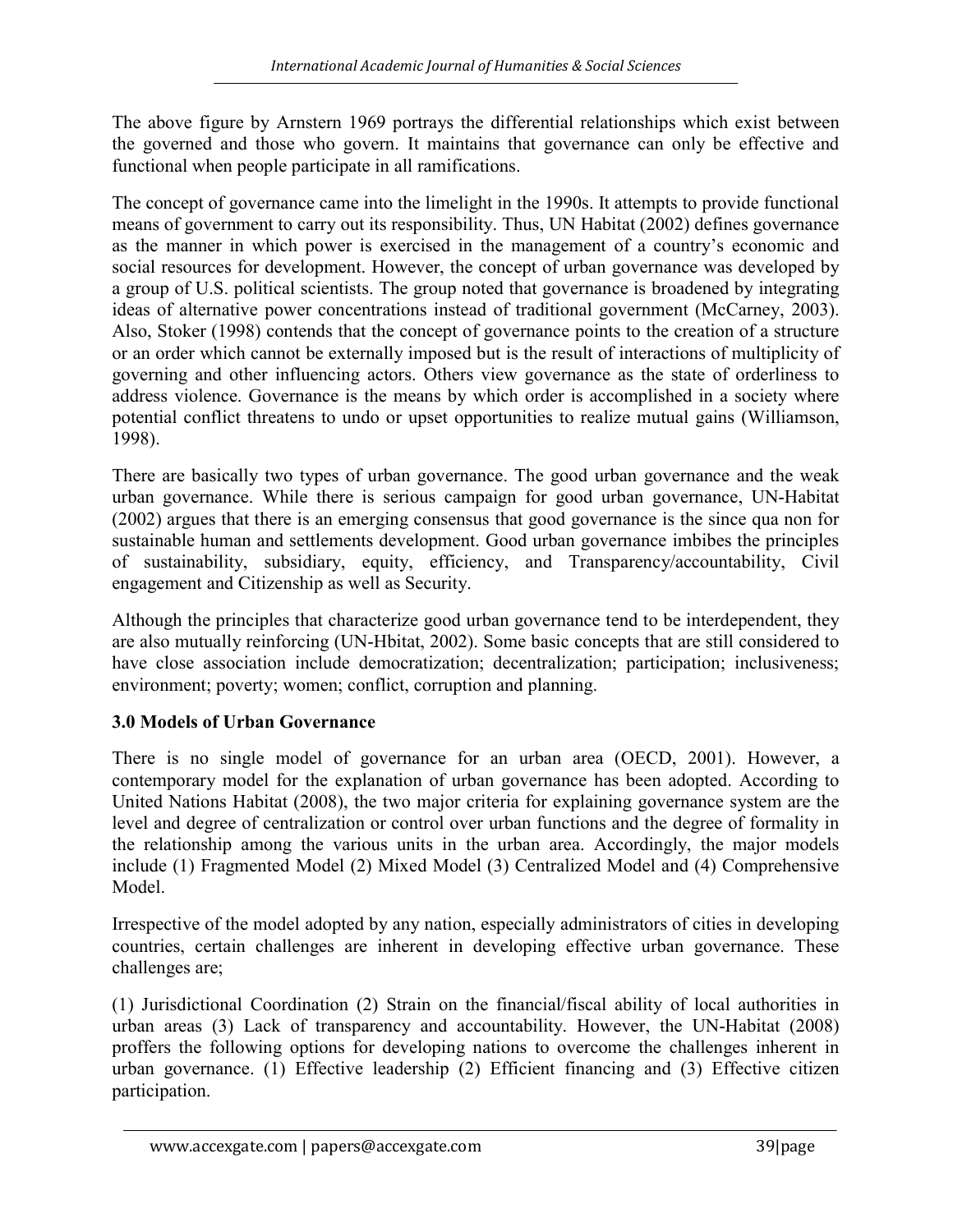The above figure by Arnstern 1969 portrays the differential relationships which exist between the governed and those who govern. It maintains that governance can only be effective and functional when people participate in all ramifications.

The concept of governance came into the limelight in the 1990s. It attempts to provide functional means of government to carry out its responsibility. Thus, UN Habitat (2002) defines governance as the manner in which power is exercised in the management of a country's economic and social resources for development. However, the concept of urban governance was developed by a group of U.S. political scientists. The group noted that governance is broadened by integrating ideas of alternative power concentrations instead of traditional government (McCarney, 2003). Also, Stoker (1998) contends that the concept of governance points to the creation of a structure or an order which cannot be externally imposed but is the result of interactions of multiplicity of governing and other influencing actors. Others view governance as the state of orderliness to address violence. Governance is the means by which order is accomplished in a society where potential conflict threatens to undo or upset opportunities to realize mutual gains (Williamson, 1998).

There are basically two types of urban governance. The good urban governance and the weak urban governance. While there is serious campaign for good urban governance, UN-Habitat (2002) argues that there is an emerging consensus that good governance is the since qua non for sustainable human and settlements development. Good urban governance imbibes the principles of sustainability, subsidiary, equity, efficiency, and Transparency/accountability, Civil engagement and Citizenship as well as Security.

Although the principles that characterize good urban governance tend to be interdependent, they are also mutually reinforcing (UN-Hbitat, 2002). Some basic concepts that are still considered to have close association include democratization; decentralization; participation; inclusiveness; environment; poverty; women; conflict, corruption and planning.

## 3.0 Models of Urban Governance

There is no single model of governance for an urban area (OECD, 2001). However, a contemporary model for the explanation of urban governance has been adopted. According to United Nations Habitat (2008), the two major criteria for explaining governance system are the level and degree of centralization or control over urban functions and the degree of formality in the relationship among the various units in the urban area. Accordingly, the major models include (1) Fragmented Model (2) Mixed Model (3) Centralized Model and (4) Comprehensive Model.

Irrespective of the model adopted by any nation, especially administrators of cities in developing countries, certain challenges are inherent in developing effective urban governance. These challenges are;

(1) Jurisdictional Coordination (2) Strain on the financial/fiscal ability of local authorities in urban areas (3) Lack of transparency and accountability. However, the UN-Habitat (2008) proffers the following options for developing nations to overcome the challenges inherent in urban governance. (1) Effective leadership (2) Efficient financing and (3) Effective citizen participation.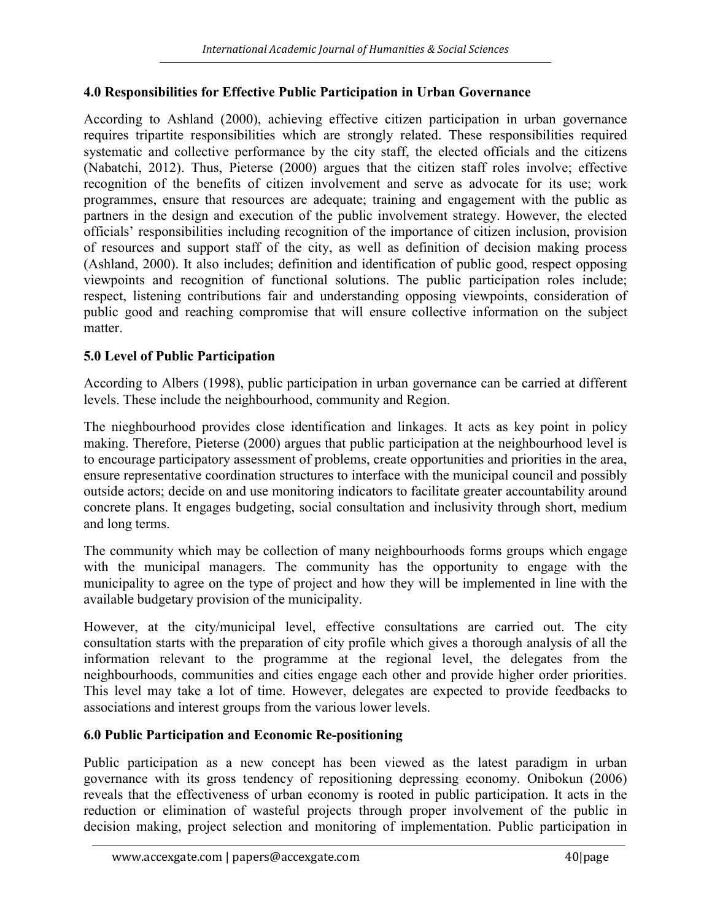## 4.0 Responsibilities for Effective Public Participation in Urban Governance

According to Ashland (2000), achieving effective citizen participation in urban governance requires tripartite responsibilities which are strongly related. These responsibilities required systematic and collective performance by the city staff, the elected officials and the citizens (Nabatchi, 2012). Thus, Pieterse (2000) argues that the citizen staff roles involve; effective recognition of the benefits of citizen involvement and serve as advocate for its use; work programmes, ensure that resources are adequate; training and engagement with the public as partners in the design and execution of the public involvement strategy. However, the elected officials' responsibilities including recognition of the importance of citizen inclusion, provision of resources and support staff of the city, as well as definition of decision making process (Ashland, 2000). It also includes; definition and identification of public good, respect opposing viewpoints and recognition of functional solutions. The public participation roles include; respect, listening contributions fair and understanding opposing viewpoints, consideration of public good and reaching compromise that will ensure collective information on the subject matter.

## 5.0 Level of Public Participation

According to Albers (1998), public participation in urban governance can be carried at different levels. These include the neighbourhood, community and Region.

The nieghbourhood provides close identification and linkages. It acts as key point in policy making. Therefore, Pieterse (2000) argues that public participation at the neighbourhood level is to encourage participatory assessment of problems, create opportunities and priorities in the area, ensure representative coordination structures to interface with the municipal council and possibly outside actors; decide on and use monitoring indicators to facilitate greater accountability around concrete plans. It engages budgeting, social consultation and inclusivity through short, medium and long terms.

The community which may be collection of many neighbourhoods forms groups which engage with the municipal managers. The community has the opportunity to engage with the municipality to agree on the type of project and how they will be implemented in line with the available budgetary provision of the municipality.

However, at the city/municipal level, effective consultations are carried out. The city consultation starts with the preparation of city profile which gives a thorough analysis of all the information relevant to the programme at the regional level, the delegates from the neighbourhoods, communities and cities engage each other and provide higher order priorities. This level may take a lot of time. However, delegates are expected to provide feedbacks to associations and interest groups from the various lower levels.

## 6.0 Public Participation and Economic Re-positioning

Public participation as a new concept has been viewed as the latest paradigm in urban governance with its gross tendency of repositioning depressing economy. Onibokun (2006) reveals that the effectiveness of urban economy is rooted in public participation. It acts in the reduction or elimination of wasteful projects through proper involvement of the public in decision making, project selection and monitoring of implementation. Public participation in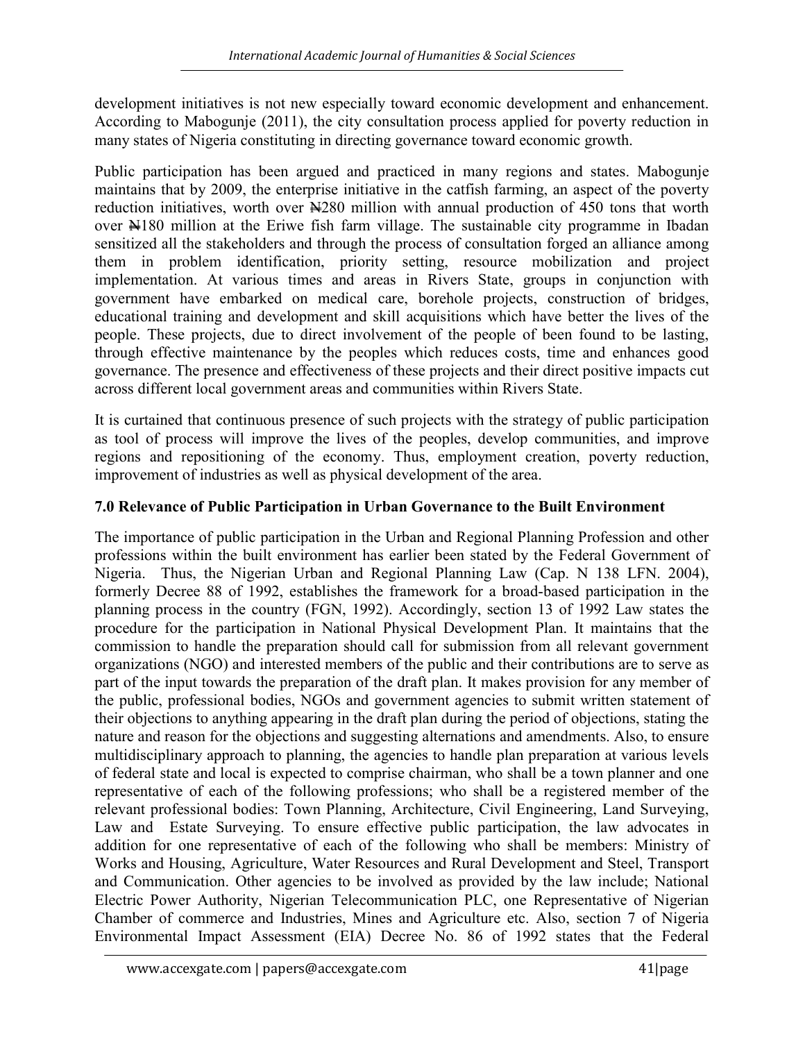development initiatives is not new especially toward economic development and enhancement. According to Mabogunje (2011), the city consultation process applied for poverty reduction in many states of Nigeria constituting in directing governance toward economic growth.

Public participation has been argued and practiced in many regions and states. Mabogunje maintains that by 2009, the enterprise initiative in the catfish farming, an aspect of the poverty reduction initiatives, worth over ₦280 million with annual production of 450 tons that worth over ₦180 million at the Eriwe fish farm village. The sustainable city programme in Ibadan sensitized all the stakeholders and through the process of consultation forged an alliance among them in problem identification, priority setting, resource mobilization and project implementation. At various times and areas in Rivers State, groups in conjunction with government have embarked on medical care, borehole projects, construction of bridges, educational training and development and skill acquisitions which have better the lives of the people. These projects, due to direct involvement of the people of been found to be lasting, through effective maintenance by the peoples which reduces costs, time and enhances good governance. The presence and effectiveness of these projects and their direct positive impacts cut across different local government areas and communities within Rivers State.

It is curtained that continuous presence of such projects with the strategy of public participation as tool of process will improve the lives of the peoples, develop communities, and improve regions and repositioning of the economy. Thus, employment creation, poverty reduction, improvement of industries as well as physical development of the area.

## 7.0 Relevance of Public Participation in Urban Governance to the Built Environment

The importance of public participation in the Urban and Regional Planning Profession and other professions within the built environment has earlier been stated by the Federal Government of Nigeria. Thus, the Nigerian Urban and Regional Planning Law (Cap. N 138 LFN. 2004), formerly Decree 88 of 1992, establishes the framework for a broad-based participation in the planning process in the country (FGN, 1992). Accordingly, section 13 of 1992 Law states the procedure for the participation in National Physical Development Plan. It maintains that the commission to handle the preparation should call for submission from all relevant government organizations (NGO) and interested members of the public and their contributions are to serve as part of the input towards the preparation of the draft plan. It makes provision for any member of the public, professional bodies, NGOs and government agencies to submit written statement of their objections to anything appearing in the draft plan during the period of objections, stating the nature and reason for the objections and suggesting alternations and amendments. Also, to ensure multidisciplinary approach to planning, the agencies to handle plan preparation at various levels of federal state and local is expected to comprise chairman, who shall be a town planner and one representative of each of the following professions; who shall be a registered member of the relevant professional bodies: Town Planning, Architecture, Civil Engineering, Land Surveying, Law and Estate Surveying. To ensure effective public participation, the law advocates in addition for one representative of each of the following who shall be members: Ministry of Works and Housing, Agriculture, Water Resources and Rural Development and Steel, Transport and Communication. Other agencies to be involved as provided by the law include; National Electric Power Authority, Nigerian Telecommunication PLC, one Representative of Nigerian Chamber of commerce and Industries, Mines and Agriculture etc. Also, section 7 of Nigeria Environmental Impact Assessment (EIA) Decree No. 86 of 1992 states that the Federal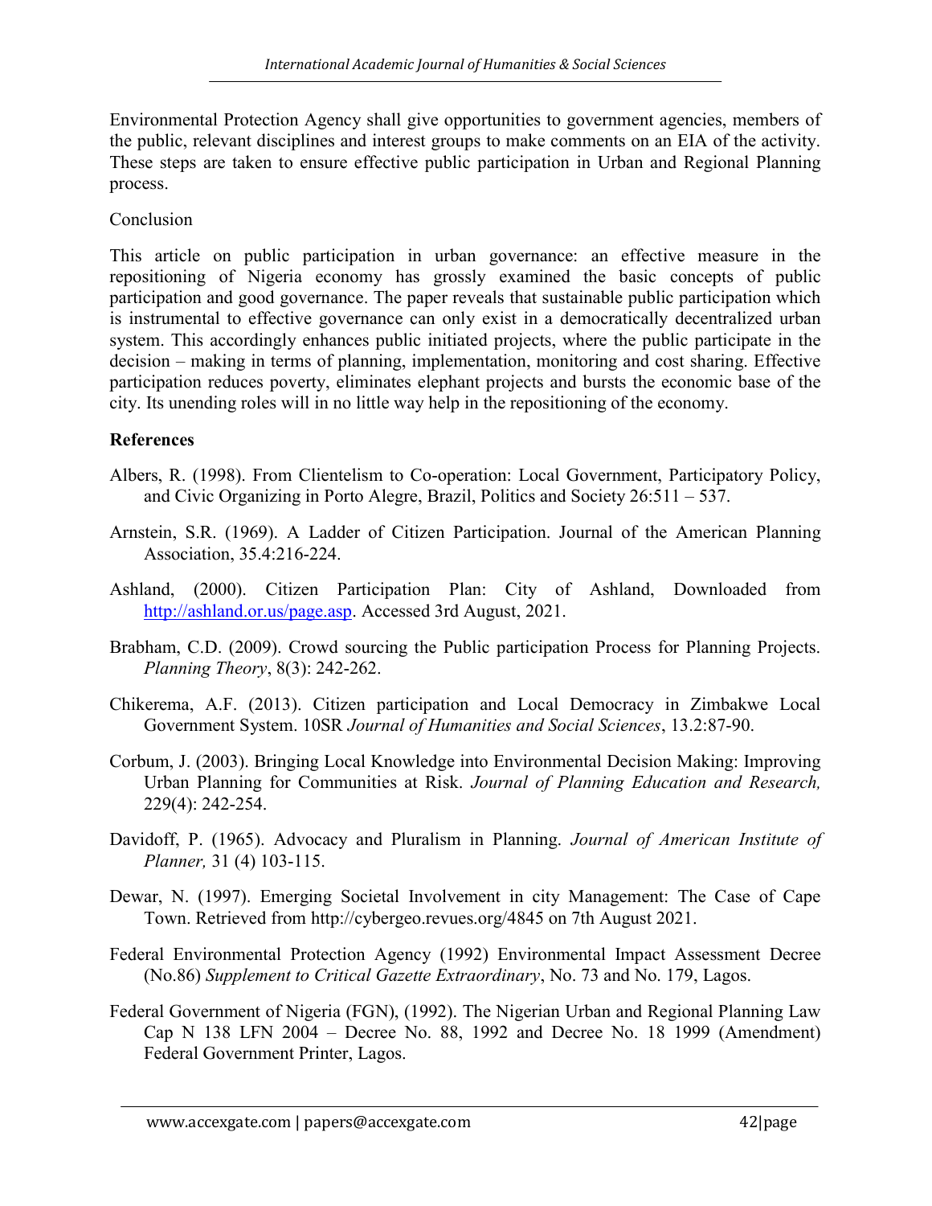Environmental Protection Agency shall give opportunities to government agencies, members of the public, relevant disciplines and interest groups to make comments on an EIA of the activity. These steps are taken to ensure effective public participation in Urban and Regional Planning process.

## Conclusion

This article on public participation in urban governance: an effective measure in the repositioning of Nigeria economy has grossly examined the basic concepts of public participation and good governance. The paper reveals that sustainable public participation which is instrumental to effective governance can only exist in a democratically decentralized urban system. This accordingly enhances public initiated projects, where the public participate in the decision – making in terms of planning, implementation, monitoring and cost sharing. Effective participation reduces poverty, eliminates elephant projects and bursts the economic base of the city. Its unending roles will in no little way help in the repositioning of the economy.

## References

Albers, R. (1998). From Clientelism to Co-operation: Local Government, Participatory Policy, and Civic Organizing in Porto Alegre, Brazil, Politics and Society 26:511 – 537.

Arnstein, S.R. (1969). A Ladder of Citizen Participation. Journal of the American Planning Association, 35.4:216-224.

Ashland, (2000). Citizen Participation Plan: City of Ashland, Downloaded from http://ashland.or.us/page.asp. Accessed 3rd August, 2021.

Brabham, C.D. (2009). Crowd sourcing the Public participation Process for Planning Projects. *Planning Theory*, 8(3): 242-262.

Chikerema, A.F. (2013). Citizen participation and Local Democracy in Zimbakwe Local Government System. 10SR *Journal of Humanities and Social Sciences*, 13.2:87-90.

Corbum, J. (2003). Bringing Local Knowledge into Environmental Decision Making: Improving Urban Planning for Communities at Risk. *Journal of Planning Education and Research,* 229(4): 242-254.

Davidoff, P. (1965). Advocacy and Pluralism in Planning. *Journal of American Institute of Planner,* 31 (4) 103-115.

Dewar, N. (1997). Emerging Societal Involvement in city Management: The Case of Cape Town. Retrieved from http://cybergeo.revues.org/4845 on 7th August 2021.

Federal Environmental Protection Agency (1992) Environmental Impact Assessment Decree (No.86) *Supplement to Critical Gazette Extraordinary*, No. 73 and No. 179, Lagos.

Federal Government of Nigeria (FGN), (1992). The Nigerian Urban and Regional Planning Law Cap N 138 LFN 2004 – Decree No. 88, 1992 and Decree No. 18 1999 (Amendment) Federal Government Printer, Lagos.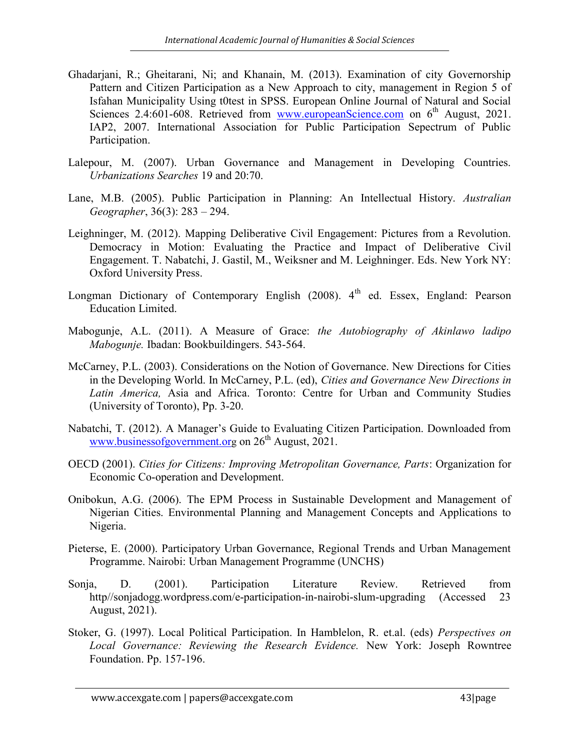Ghadarjani, R.; Gheitarani, Ni; and Khanain, M. (2013). Examination of city Governorship Pattern and Citizen Participation as a New Approach to city, management in Region 5 of Isfahan Municipality Using t0test in SPSS. European Online Journal of Natural and Social Sciences 2.4:601-608. Retrieved from www.europeanScience.com on 6th August, 2021. IAP2, 2007. International Association for Public Participation Sepectrum of Public Participation.

Lalepour, M. (2007). Urban Governance and Management in Developing Countries. *Urbanizations Searches* 19 and 20:70.

Lane, M.B. (2005). Public Participation in Planning: An Intellectual History. *Australian Geographer*, 36(3): 283 – 294.

Leighninger, M. (2012). Mapping Deliberative Civil Engagement: Pictures from a Revolution. Democracy in Motion: Evaluating the Practice and Impact of Deliberative Civil Engagement. T. Nabatchi, J. Gastil, M., Weiksner and M. Leighninger. Eds. New York NY: Oxford University Press.

Longman Dictionary of Contemporary English (2008). 4th ed. Essex, England: Pearson Education Limited.

Mabogunje, A.L. (2011). A Measure of Grace: *the Autobiography of Akinlawo ladipo Mabogunje.* Ibadan: Bookbuildingers. 543-564.

McCarney, P.L. (2003). Considerations on the Notion of Governance. New Directions for Cities in the Developing World. In McCarney, P.L. (ed), *Cities and Governance New Directions in Latin America,* Asia and Africa. Toronto: Centre for Urban and Community Studies (University of Toronto), Pp. 3-20.

Nabatchi, T. (2012). A Manager's Guide to Evaluating Citizen Participation. Downloaded from www.businessofgovernment.org on 26th August, 2021.

OECD (2001). *Cities for Citizens: Improving Metropolitan Governance, Parts*: Organization for Economic Co-operation and Development.

Onibokun, A.G. (2006). The EPM Process in Sustainable Development and Management of Nigerian Cities. Environmental Planning and Management Concepts and Applications to Nigeria.

Pieterse, E. (2000). Participatory Urban Governance, Regional Trends and Urban Management Programme. Nairobi: Urban Management Programme (UNCHS)

Sonja, D. (2001). Participation Literature Review. Retrieved from http//sonjadogg.wordpress.com/e-participation-in-nairobi-slum-upgrading (Accessed 23 August, 2021).

Stoker, G. (1997). Local Political Participation. In Hamblelon, R. et.al. (eds) *Perspectives on Local Governance: Reviewing the Research Evidence.* New York: Joseph Rowntree Foundation. Pp. 157-196.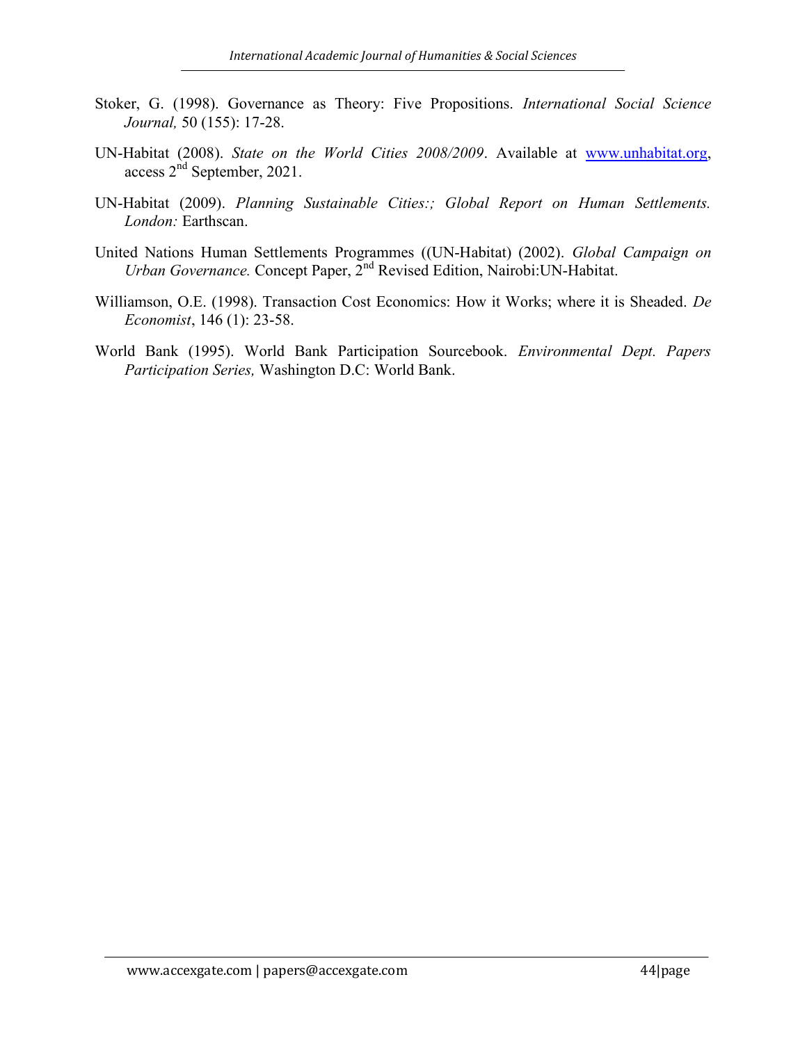Stoker, G. (1998). Governance as Theory: Five Propositions. *International Social Science Journal,* 50 (155): 17-28.

UN-Habitat (2008). *State on the World Cities 2008/2009*. Available at www.unhabitat.org, access 2nd September, 2021.

UN-Habitat (2009). *Planning Sustainable Cities:; Global Report on Human Settlements. London:* Earthscan.

United Nations Human Settlements Programmes ((UN-Habitat) (2002). *Global Campaign on Urban Governance.* Concept Paper, 2nd Revised Edition, Nairobi:UN-Habitat.

Williamson, O.E. (1998). Transaction Cost Economics: How it Works; where it is Sheaded. *De Economist*, 146 (1): 23-58.

World Bank (1995). World Bank Participation Sourcebook. *Environmental Dept. Papers Participation Series,* Washington D.C: World Bank.